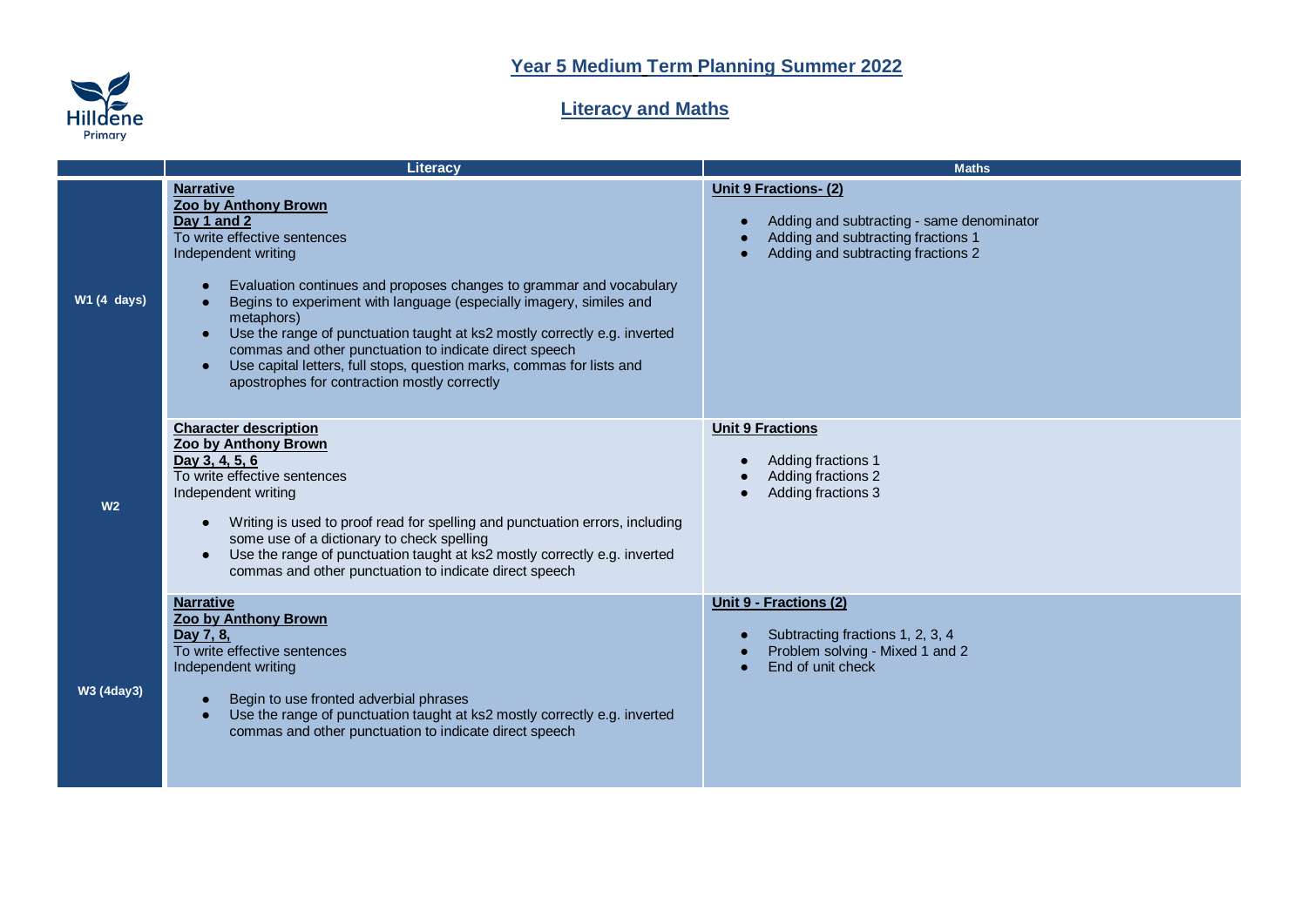# Year 5 Medium Term Planning Summer 2022

## Literacy and Maths

| | Literacy | Maths |
|---|---|---|
| **W1 (4 days)** | **Narrative**<br>**Zoo by Anthony Brown**<br>**Day 1 and 2**<br>To write effective sentences<br>Independent writing<br>• Evaluation continues and proposes changes to grammar and vocabulary<br>• Begins to experiment with language (especially imagery, similes and metaphors)<br>• Use the range of punctuation taught at ks2 mostly correctly e.g. inverted commas and other punctuation to indicate direct speech<br>• Use capital letters, full stops, question marks, commas for lists and apostrophes for contraction mostly correctly | **Unit 9 Fractions- (2)**<br>• Adding and subtracting - same denominator<br>• Adding and subtracting fractions 1<br>• Adding and subtracting fractions 2 |
| **W2** | **Character description**<br>**Zoo by Anthony Brown**<br>**Day 3, 4, 5, 6**<br>To write effective sentences<br>Independent writing<br>• Writing is used to proof read for spelling and punctuation errors, including some use of a dictionary to check spelling<br>• Use the range of punctuation taught at ks2 mostly correctly e.g. inverted commas and other punctuation to indicate direct speech | **Unit 9 Fractions**<br>• Adding fractions 1<br>• Adding fractions 2<br>• Adding fractions 3 |
| **W3 (4day3)** | **Narrative**<br>**Zoo by Anthony Brown**<br>**Day 7, 8,**<br>To write effective sentences<br>Independent writing<br>• Begin to use fronted adverbial phrases<br>• Use the range of punctuation taught at ks2 mostly correctly e.g. inverted commas and other punctuation to indicate direct speech | **Unit 9 - Fractions (2)**<br>• Subtracting fractions 1, 2, 3, 4<br>• Problem solving - Mixed 1 and 2<br>• End of unit check |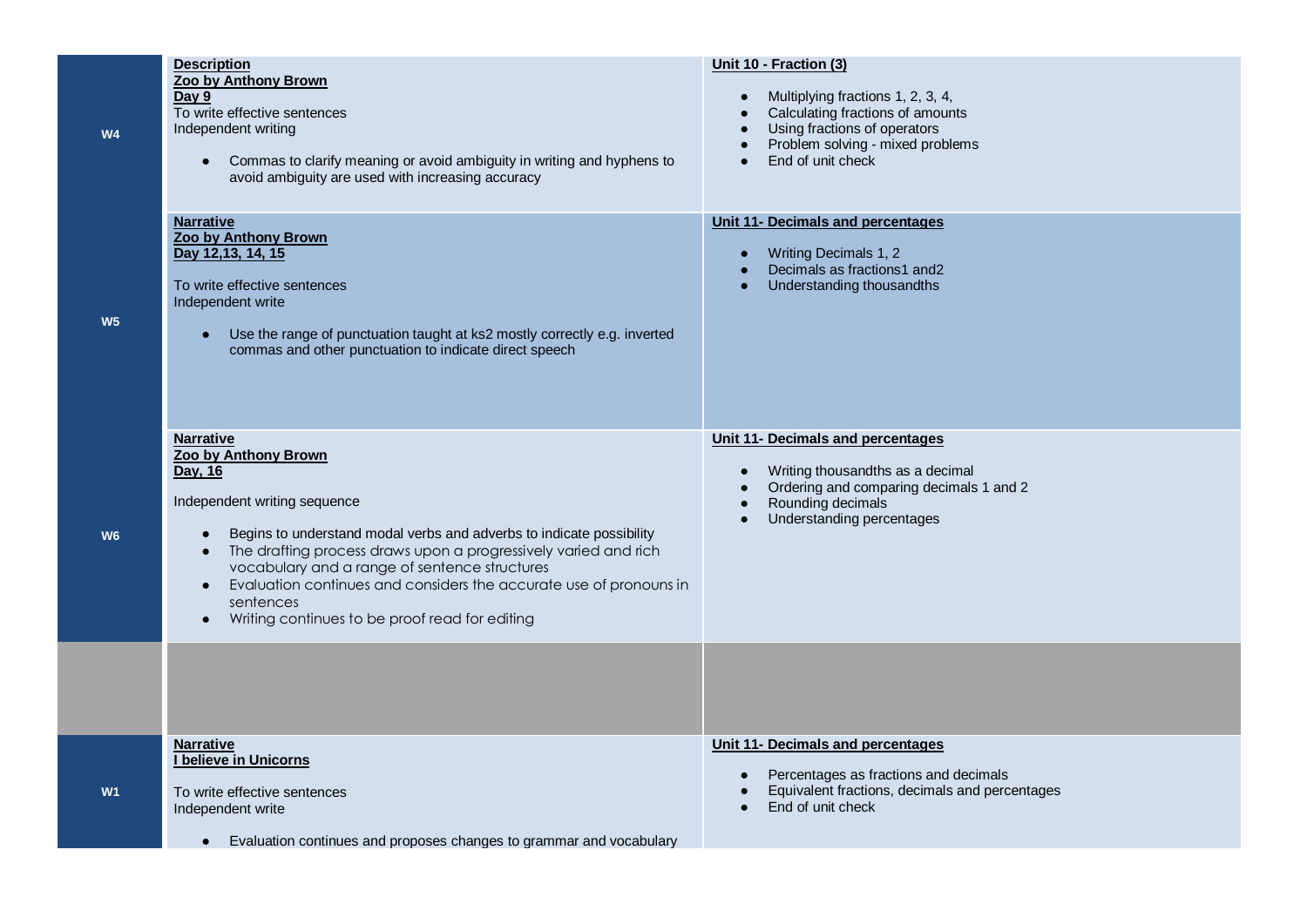| | | |
|---|---|---|
| W4 | **Description**<br>**Zoo by Anthony Brown**<br>**Day 9**<br>To write effective sentences<br>Independent writing<br>● Commas to clarify meaning or avoid ambiguity in writing and hyphens to avoid ambiguity are used with increasing accuracy | **Unit 10 - Fraction (3)**<br>● Multiplying fractions 1, 2, 3, 4,<br>● Calculating fractions of amounts<br>● Using fractions of operators<br>● Problem solving - mixed problems<br>● End of unit check |
| W5 | **Narrative**<br>**Zoo by Anthony Brown**<br>**Day 12,13, 14, 15**<br>To write effective sentences<br>Independent write<br>● Use the range of punctuation taught at ks2 mostly correctly e.g. inverted commas and other punctuation to indicate direct speech | **Unit 11- Decimals and percentages**<br>● Writing Decimals 1, 2<br>● Decimals as fractions1 and2<br>● Understanding thousandths |
| W6 | **Narrative**<br>**Zoo by Anthony Brown**<br>**Day, 16**<br>Independent writing sequence<br>● Begins to understand modal verbs and adverbs to indicate possibility<br>● The drafting process draws upon a progressively varied and rich vocabulary and a range of sentence structures<br>● Evaluation continues and considers the accurate use of pronouns in sentences<br>● Writing continues to be proof read for editing | **Unit 11- Decimals and percentages**<br>● Writing thousandths as a decimal<br>● Ordering and comparing decimals 1 and 2<br>● Rounding decimals<br>● Understanding percentages |
| | | |
| W1 | **Narrative**<br>**I believe in Unicorns**<br>To write effective sentences<br>Independent write<br>● Evaluation continues and proposes changes to grammar and vocabulary | **Unit 11- Decimals and percentages**<br>● Percentages as fractions and decimals<br>● Equivalent fractions, decimals and percentages<br>● End of unit check |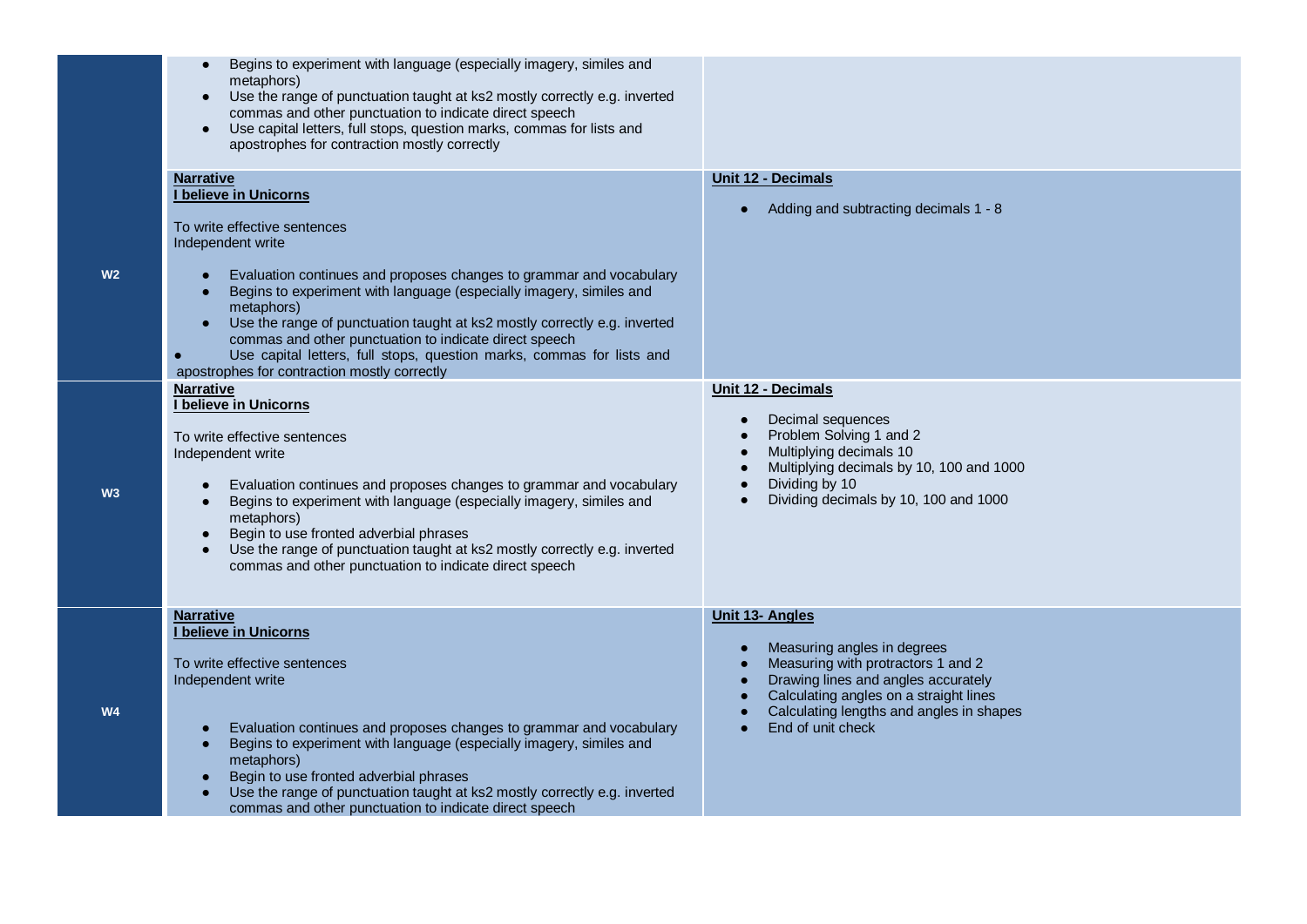| | | |
|---|---|---|
| | <ul><li>Begins to experiment with language (especially imagery, similes and metaphors)</li><li>Use the range of punctuation taught at ks2 mostly correctly e.g. inverted commas and other punctuation to indicate direct speech</li><li>Use capital letters, full stops, question marks, commas for lists and apostrophes for contraction mostly correctly</li></ul> | |
| **W2** | **Narrative**<br>**I believe in Unicorns**<br><br>To write effective sentences<br>Independent write<br><ul><li>Evaluation continues and proposes changes to grammar and vocabulary</li><li>Begins to experiment with language (especially imagery, similes and metaphors)</li><li>Use the range of punctuation taught at ks2 mostly correctly e.g. inverted commas and other punctuation to indicate direct speech</li><li>Use capital letters, full stops, question marks, commas for lists and apostrophes for contraction mostly correctly</li></ul> | **Unit 12 - Decimals**<br><ul><li>Adding and subtracting decimals 1 - 8</li></ul> |
| **W3** | **Narrative**<br>**I believe in Unicorns**<br><br>To write effective sentences<br>Independent write<br><ul><li>Evaluation continues and proposes changes to grammar and vocabulary</li><li>Begins to experiment with language (especially imagery, similes and metaphors)</li><li>Begin to use fronted adverbial phrases</li><li>Use the range of punctuation taught at ks2 mostly correctly e.g. inverted commas and other punctuation to indicate direct speech</li></ul> | **Unit 12 - Decimals**<br><ul><li>Decimal sequences</li><li>Problem Solving 1 and 2</li><li>Multiplying decimals 10</li><li>Multiplying decimals by 10, 100 and 1000</li><li>Dividing by 10</li><li>Dividing decimals by 10, 100 and 1000</li></ul> |
| **W4** | **Narrative**<br>**I believe in Unicorns**<br><br>To write effective sentences<br>Independent write<br><ul><li>Evaluation continues and proposes changes to grammar and vocabulary</li><li>Begins to experiment with language (especially imagery, similes and metaphors)</li><li>Begin to use fronted adverbial phrases</li><li>Use the range of punctuation taught at ks2 mostly correctly e.g. inverted commas and other punctuation to indicate direct speech</li></ul> | **Unit 13- Angles**<br><ul><li>Measuring angles in degrees</li><li>Measuring with protractors 1 and 2</li><li>Drawing lines and angles accurately</li><li>Calculating angles on a straight lines</li><li>Calculating lengths and angles in shapes</li><li>End of unit check</li></ul> |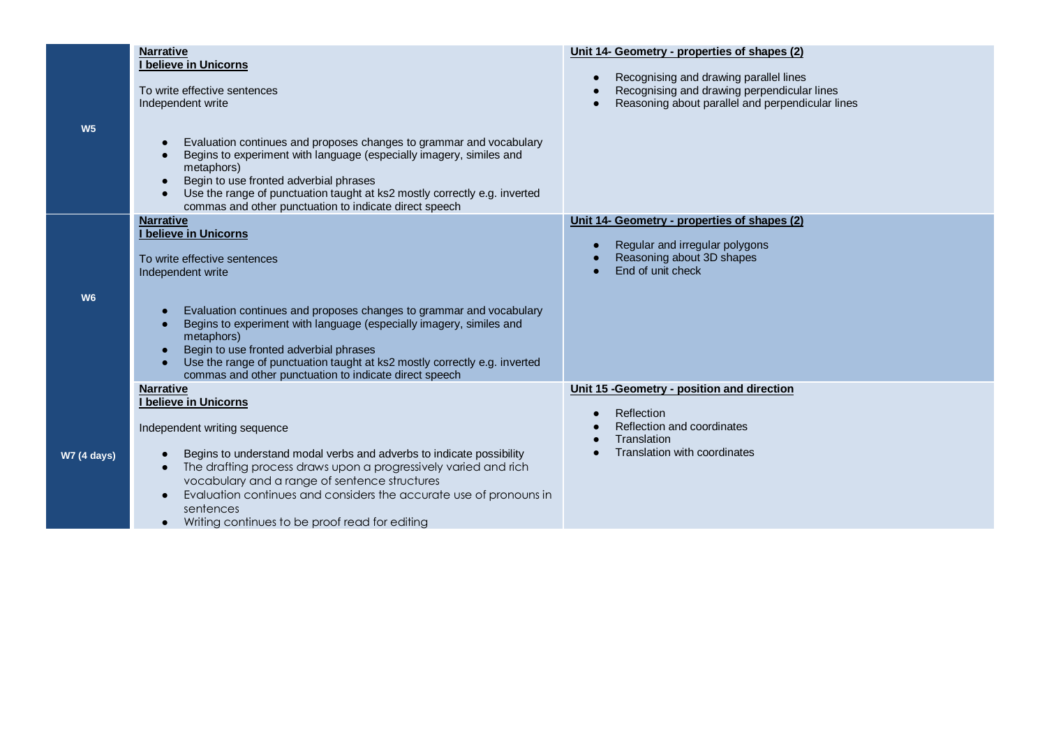| | | |
|---|---|---|
| **W5** | **Narrative**<br>**I believe in Unicorns**<br><br>To write effective sentences<br>Independent write<br><br>• Evaluation continues and proposes changes to grammar and vocabulary<br>• Begins to experiment with language (especially imagery, similes and metaphors)<br>• Begin to use fronted adverbial phrases<br>• Use the range of punctuation taught at ks2 mostly correctly e.g. inverted commas and other punctuation to indicate direct speech | **Unit 14- Geometry - properties of shapes (2)**<br><br>• Recognising and drawing parallel lines<br>• Recognising and drawing perpendicular lines<br>• Reasoning about parallel and perpendicular lines |
| **W6** | **Narrative**<br>**I believe in Unicorns**<br><br>To write effective sentences<br>Independent write<br><br>• Evaluation continues and proposes changes to grammar and vocabulary<br>• Begins to experiment with language (especially imagery, similes and metaphors)<br>• Begin to use fronted adverbial phrases<br>• Use the range of punctuation taught at ks2 mostly correctly e.g. inverted commas and other punctuation to indicate direct speech | **Unit 14- Geometry - properties of shapes (2)**<br><br>• Regular and irregular polygons<br>• Reasoning about 3D shapes<br>• End of unit check |
| **W7 (4 days)** | **Narrative**<br>**I believe in Unicorns**<br><br>Independent writing sequence<br><br>• Begins to understand modal verbs and adverbs to indicate possibility<br>• The drafting process draws upon a progressively varied and rich vocabulary and a range of sentence structures<br>• Evaluation continues and considers the accurate use of pronouns in sentences<br>• Writing continues to be proof read for editing | **Unit 15 -Geometry - position and direction**<br><br>• Reflection<br>• Reflection and coordinates<br>• Translation<br>• Translation with coordinates |